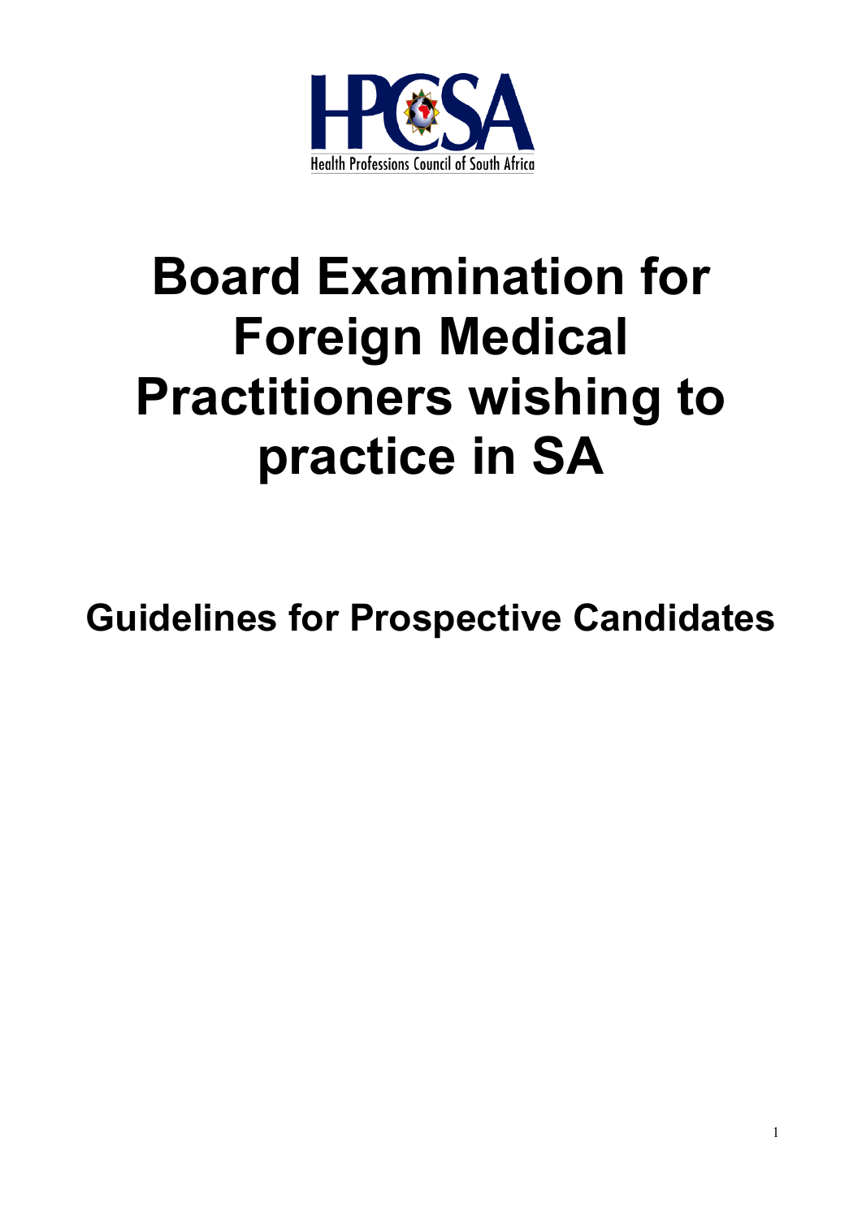HPCSA

Health Professions Council of South Africa

# Board Examination for Foreign Medical Practitioners wishing to practice in SA

## Guidelines for Prospective Candidates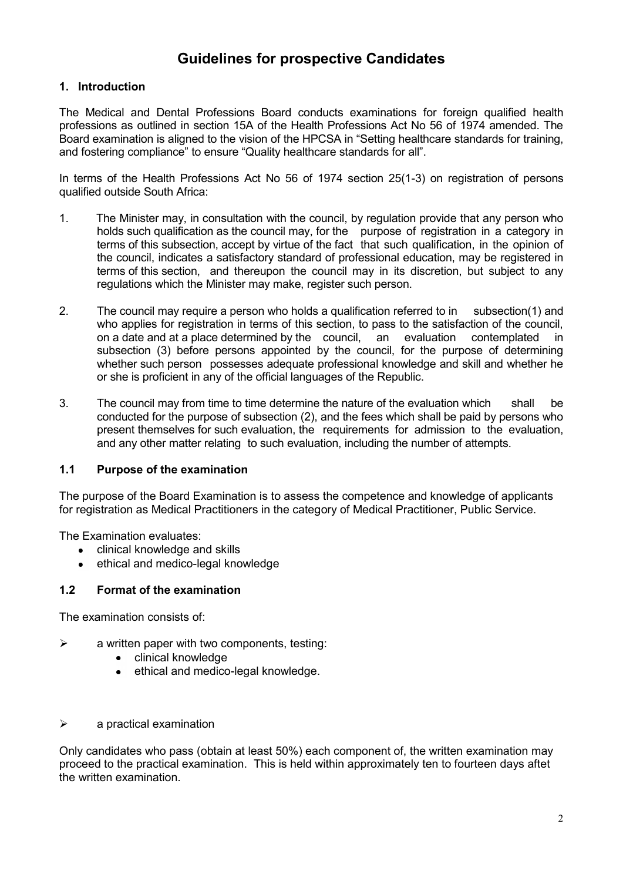# Guidelines for prospective Candidates

## 1. Introduction

The Medical and Dental Professions Board conducts examinations for foreign qualified health professions as outlined in section 15A of the Health Professions Act No 56 of 1974 amended. The Board examination is aligned to the vision of the HPCSA in "Setting healthcare standards for training, and fostering compliance" to ensure "Quality healthcare standards for all".

In terms of the Health Professions Act No 56 of 1974 section 25(1-3) on registration of persons qualified outside South Africa:

1. The Minister may, in consultation with the council, by regulation provide that any person who holds such qualification as the council may, for the purpose of registration in a category in terms of this subsection, accept by virtue of the fact that such qualification, in the opinion of the council, indicates a satisfactory standard of professional education, may be registered in terms of this section, and thereupon the council may in its discretion, but subject to any regulations which the Minister may make, register such person.

2. The council may require a person who holds a qualification referred to in subsection(1) and who applies for registration in terms of this section, to pass to the satisfaction of the council, on a date and at a place determined by the council, an evaluation contemplated in subsection (3) before persons appointed by the council, for the purpose of determining whether such person possesses adequate professional knowledge and skill and whether he or she is proficient in any of the official languages of the Republic.

3. The council may from time to time determine the nature of the evaluation which shall be conducted for the purpose of subsection (2), and the fees which shall be paid by persons who present themselves for such evaluation, the requirements for admission to the evaluation, and any other matter relating to such evaluation, including the number of attempts.

### 1.1 Purpose of the examination

The purpose of the Board Examination is to assess the competence and knowledge of applicants for registration as Medical Practitioners in the category of Medical Practitioner, Public Service.

The Examination evaluates:

- clinical knowledge and skills
- ethical and medico-legal knowledge

### 1.2 Format of the examination

The examination consists of:

- a written paper with two components, testing:
  - clinical knowledge
  - ethical and medico-legal knowledge.

- a practical examination

Only candidates who pass (obtain at least 50%) each component of, the written examination may proceed to the practical examination. This is held within approximately ten to fourteen days aftet the written examination.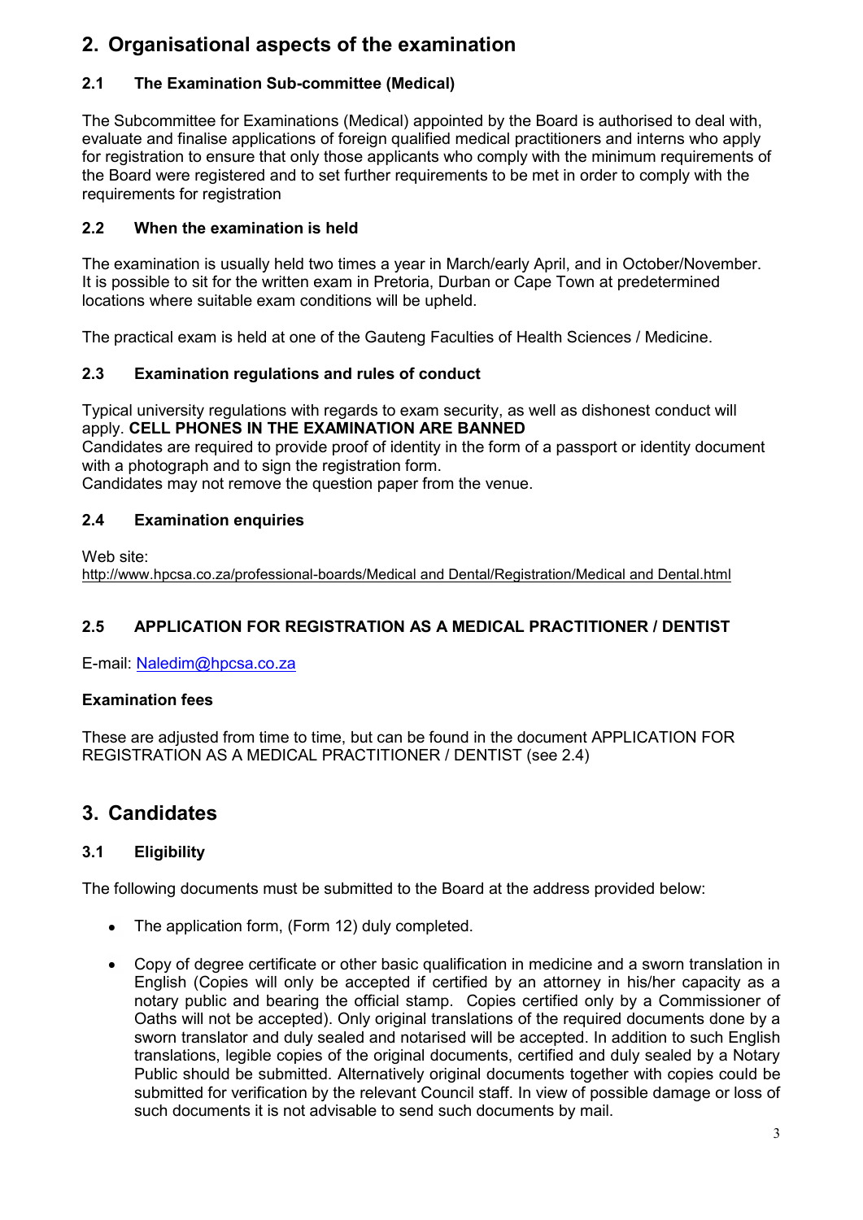# 2. Organisational aspects of the examination

## 2.1 The Examination Sub-committee (Medical)

The Subcommittee for Examinations (Medical) appointed by the Board is authorised to deal with, evaluate and finalise applications of foreign qualified medical practitioners and interns who apply for registration to ensure that only those applicants who comply with the minimum requirements of the Board were registered and to set further requirements to be met in order to comply with the requirements for registration

## 2.2 When the examination is held

The examination is usually held two times a year in March/early April, and in October/November. It is possible to sit for the written exam in Pretoria, Durban or Cape Town at predetermined locations where suitable exam conditions will be upheld.

The practical exam is held at one of the Gauteng Faculties of Health Sciences / Medicine.

## 2.3 Examination regulations and rules of conduct

Typical university regulations with regards to exam security, as well as dishonest conduct will apply. **CELL PHONES IN THE EXAMINATION ARE BANNED**

Candidates are required to provide proof of identity in the form of a passport or identity document with a photograph and to sign the registration form.

Candidates may not remove the question paper from the venue.

## 2.4 Examination enquiries

Web site:

http://www.hpcsa.co.za/professional-boards/Medical and Dental/Registration/Medical and Dental.html

## 2.5 APPLICATION FOR REGISTRATION AS A MEDICAL PRACTITIONER / DENTIST

E-mail: Naledim@hpcsa.co.za

### Examination fees

These are adjusted from time to time, but can be found in the document APPLICATION FOR REGISTRATION AS A MEDICAL PRACTITIONER / DENTIST (see 2.4)

# 3. Candidates

## 3.1 Eligibility

The following documents must be submitted to the Board at the address provided below:

- The application form, (Form 12) duly completed.
- Copy of degree certificate or other basic qualification in medicine and a sworn translation in English (Copies will only be accepted if certified by an attorney in his/her capacity as a notary public and bearing the official stamp. Copies certified only by a Commissioner of Oaths will not be accepted). Only original translations of the required documents done by a sworn translator and duly sealed and notarised will be accepted. In addition to such English translations, legible copies of the original documents, certified and duly sealed by a Notary Public should be submitted. Alternatively original documents together with copies could be submitted for verification by the relevant Council staff. In view of possible damage or loss of such documents it is not advisable to send such documents by mail.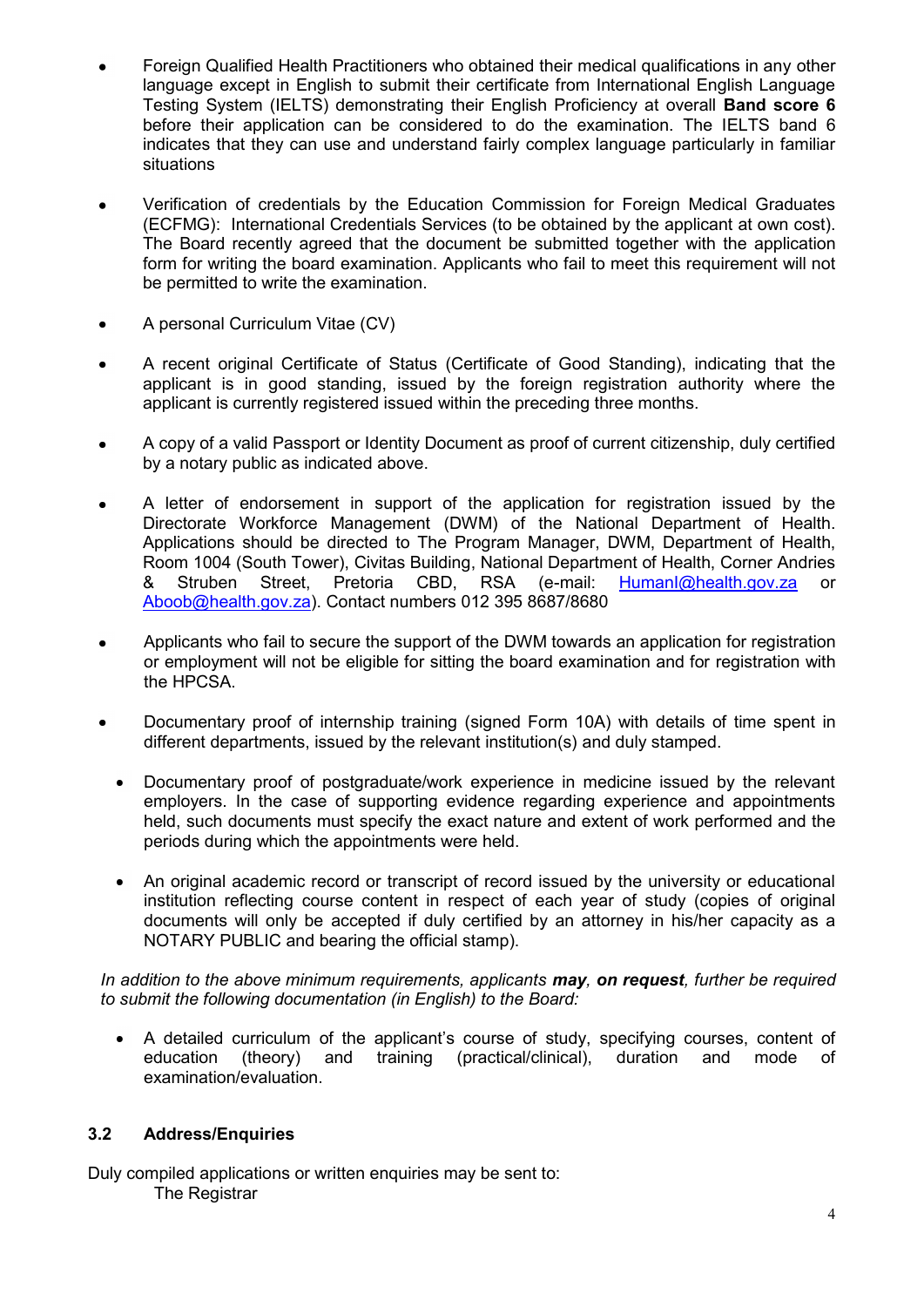- Foreign Qualified Health Practitioners who obtained their medical qualifications in any other language except in English to submit their certificate from International English Language Testing System (IELTS) demonstrating their English Proficiency at overall **Band score 6** before their application can be considered to do the examination. The IELTS band 6 indicates that they can use and understand fairly complex language particularly in familiar situations

- Verification of credentials by the Education Commission for Foreign Medical Graduates (ECFMG): International Credentials Services (to be obtained by the applicant at own cost). The Board recently agreed that the document be submitted together with the application form for writing the board examination. Applicants who fail to meet this requirement will not be permitted to write the examination.

- A personal Curriculum Vitae (CV)

- A recent original Certificate of Status (Certificate of Good Standing), indicating that the applicant is in good standing, issued by the foreign registration authority where the applicant is currently registered issued within the preceding three months.

- A copy of a valid Passport or Identity Document as proof of current citizenship, duly certified by a notary public as indicated above.

- A letter of endorsement in support of the application for registration issued by the Directorate Workforce Management (DWM) of the National Department of Health. Applications should be directed to The Program Manager, DWM, Department of Health, Room 1004 (South Tower), Civitas Building, National Department of Health, Corner Andries & Struben Street, Pretoria CBD, RSA (e-mail: Humanl@health.gov.za or Aboob@health.gov.za). Contact numbers 012 395 8687/8680

- Applicants who fail to secure the support of the DWM towards an application for registration or employment will not be eligible for sitting the board examination and for registration with the HPCSA.

- Documentary proof of internship training (signed Form 10A) with details of time spent in different departments, issued by the relevant institution(s) and duly stamped.

- Documentary proof of postgraduate/work experience in medicine issued by the relevant employers. In the case of supporting evidence regarding experience and appointments held, such documents must specify the exact nature and extent of work performed and the periods during which the appointments were held.

- An original academic record or transcript of record issued by the university or educational institution reflecting course content in respect of each year of study (copies of original documents will only be accepted if duly certified by an attorney in his/her capacity as a NOTARY PUBLIC and bearing the official stamp).

*In addition to the above minimum requirements, applicants **may**, **on request**, further be required to submit the following documentation (in English) to the Board:*

- A detailed curriculum of the applicant's course of study, specifying courses, content of education (theory) and training (practical/clinical), duration and mode of examination/evaluation.

### 3.2 Address/Enquiries

Duly compiled applications or written enquiries may be sent to:
The Registrar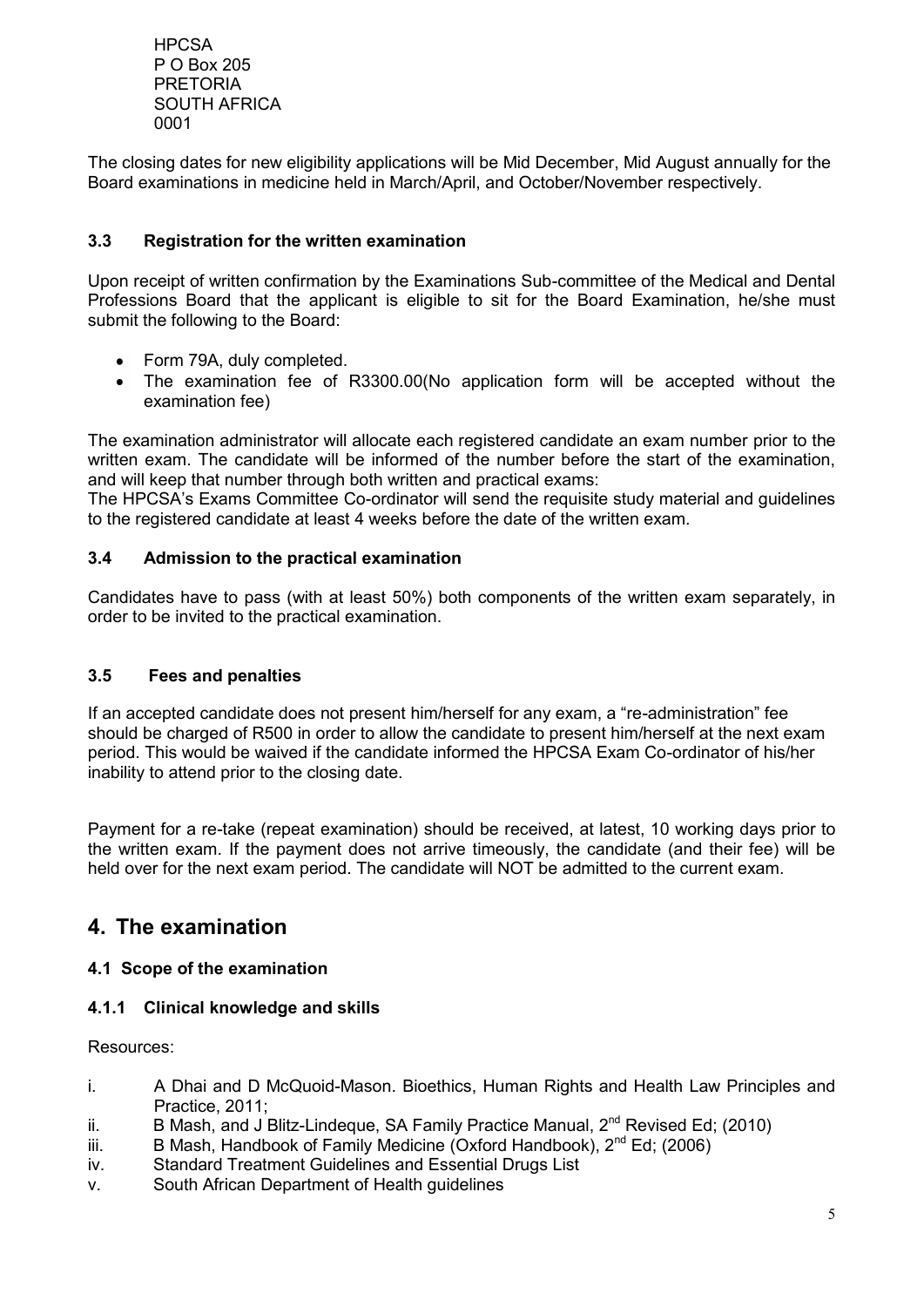HPCSA
P O Box 205
PRETORIA
SOUTH AFRICA
0001

The closing dates for new eligibility applications will be Mid December, Mid August annually for the Board examinations in medicine held in March/April, and October/November respectively.

### 3.3 Registration for the written examination

Upon receipt of written confirmation by the Examinations Sub-committee of the Medical and Dental Professions Board that the applicant is eligible to sit for the Board Examination, he/she must submit the following to the Board:

- Form 79A, duly completed.
- The examination fee of R3300.00(No application form will be accepted without the examination fee)

The examination administrator will allocate each registered candidate an exam number prior to the written exam. The candidate will be informed of the number before the start of the examination, and will keep that number through both written and practical exams:

The HPCSA's Exams Committee Co-ordinator will send the requisite study material and guidelines to the registered candidate at least 4 weeks before the date of the written exam.

### 3.4 Admission to the practical examination

Candidates have to pass (with at least 50%) both components of the written exam separately, in order to be invited to the practical examination.

### 3.5 Fees and penalties

If an accepted candidate does not present him/herself for any exam, a "re-administration" fee should be charged of R500 in order to allow the candidate to present him/herself at the next exam period. This would be waived if the candidate informed the HPCSA Exam Co-ordinator of his/her inability to attend prior to the closing date.

Payment for a re-take (repeat examination) should be received, at latest, 10 working days prior to the written exam. If the payment does not arrive timeously, the candidate (and their fee) will be held over for the next exam period. The candidate will NOT be admitted to the current exam.

## 4. The examination

### 4.1 Scope of the examination

#### 4.1.1 Clinical knowledge and skills

Resources:

i. A Dhai and D McQuoid-Mason. Bioethics, Human Rights and Health Law Principles and Practice, 2011;
ii. B Mash, and J Blitz-Lindeque, SA Family Practice Manual, 2nd Revised Ed; (2010)
iii. B Mash, Handbook of Family Medicine (Oxford Handbook), 2nd Ed; (2006)
iv. Standard Treatment Guidelines and Essential Drugs List
v. South African Department of Health guidelines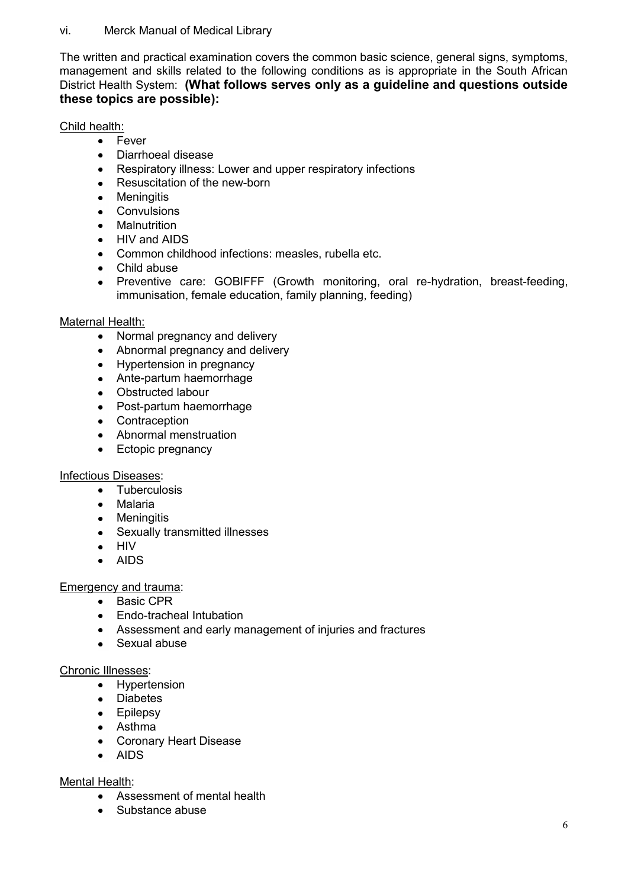vi. Merck Manual of Medical Library

The written and practical examination covers the common basic science, general signs, symptoms, management and skills related to the following conditions as is appropriate in the South African District Health System: **(What follows serves only as a guideline and questions outside these topics are possible):**

Child health:

- Fever
- Diarrhoeal disease
- Respiratory illness: Lower and upper respiratory infections
- Resuscitation of the new-born
- Meningitis
- Convulsions
- Malnutrition
- HIV and AIDS
- Common childhood infections: measles, rubella etc.
- Child abuse
- Preventive care: GOBIFFF (Growth monitoring, oral re-hydration, breast-feeding, immunisation, female education, family planning, feeding)

Maternal Health:

- Normal pregnancy and delivery
- Abnormal pregnancy and delivery
- Hypertension in pregnancy
- Ante-partum haemorrhage
- Obstructed labour
- Post-partum haemorrhage
- Contraception
- Abnormal menstruation
- Ectopic pregnancy

Infectious Diseases:

- Tuberculosis
- Malaria
- Meningitis
- Sexually transmitted illnesses
- HIV
- AIDS

Emergency and trauma:

- Basic CPR
- Endo-tracheal Intubation
- Assessment and early management of injuries and fractures
- Sexual abuse

Chronic Illnesses:

- Hypertension
- Diabetes
- Epilepsy
- Asthma
- Coronary Heart Disease
- AIDS

Mental Health:

- Assessment of mental health
- Substance abuse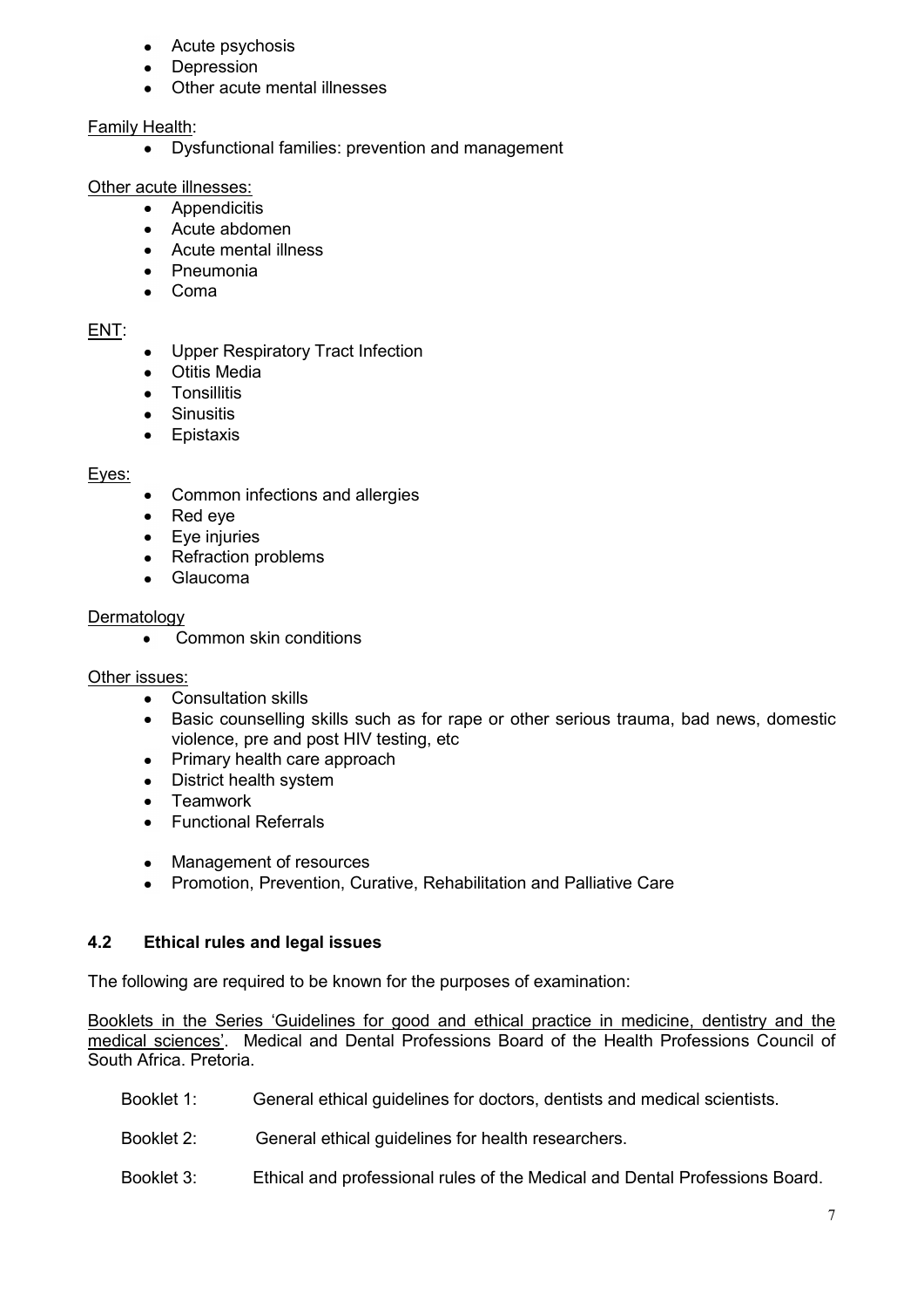- Acute psychosis
- Depression
- Other acute mental illnesses

<u>Family Health</u>:

- Dysfunctional families: prevention and management

<u>Other acute illnesses:</u>

- Appendicitis
- Acute abdomen
- Acute mental illness
- Pneumonia
- Coma

<u>ENT</u>:

- Upper Respiratory Tract Infection
- Otitis Media
- Tonsillitis
- Sinusitis
- Epistaxis

<u>Eyes:</u>

- Common infections and allergies
- Red eye
- Eye injuries
- Refraction problems
- Glaucoma

<u>Dermatology</u>

- Common skin conditions

<u>Other issues:</u>

- Consultation skills
- Basic counselling skills such as for rape or other serious trauma, bad news, domestic violence, pre and post HIV testing, etc
- Primary health care approach
- District health system
- Teamwork
- Functional Referrals
- Management of resources
- Promotion, Prevention, Curative, Rehabilitation and Palliative Care

### 4.2 Ethical rules and legal issues

The following are required to be known for the purposes of examination:

<u>Booklets in the Series 'Guidelines for good and ethical practice in medicine, dentistry and the medical sciences'</u>. Medical and Dental Professions Board of the Health Professions Council of South Africa. Pretoria.

Booklet 1: General ethical guidelines for doctors, dentists and medical scientists.

Booklet 2: General ethical guidelines for health researchers.

Booklet 3: Ethical and professional rules of the Medical and Dental Professions Board.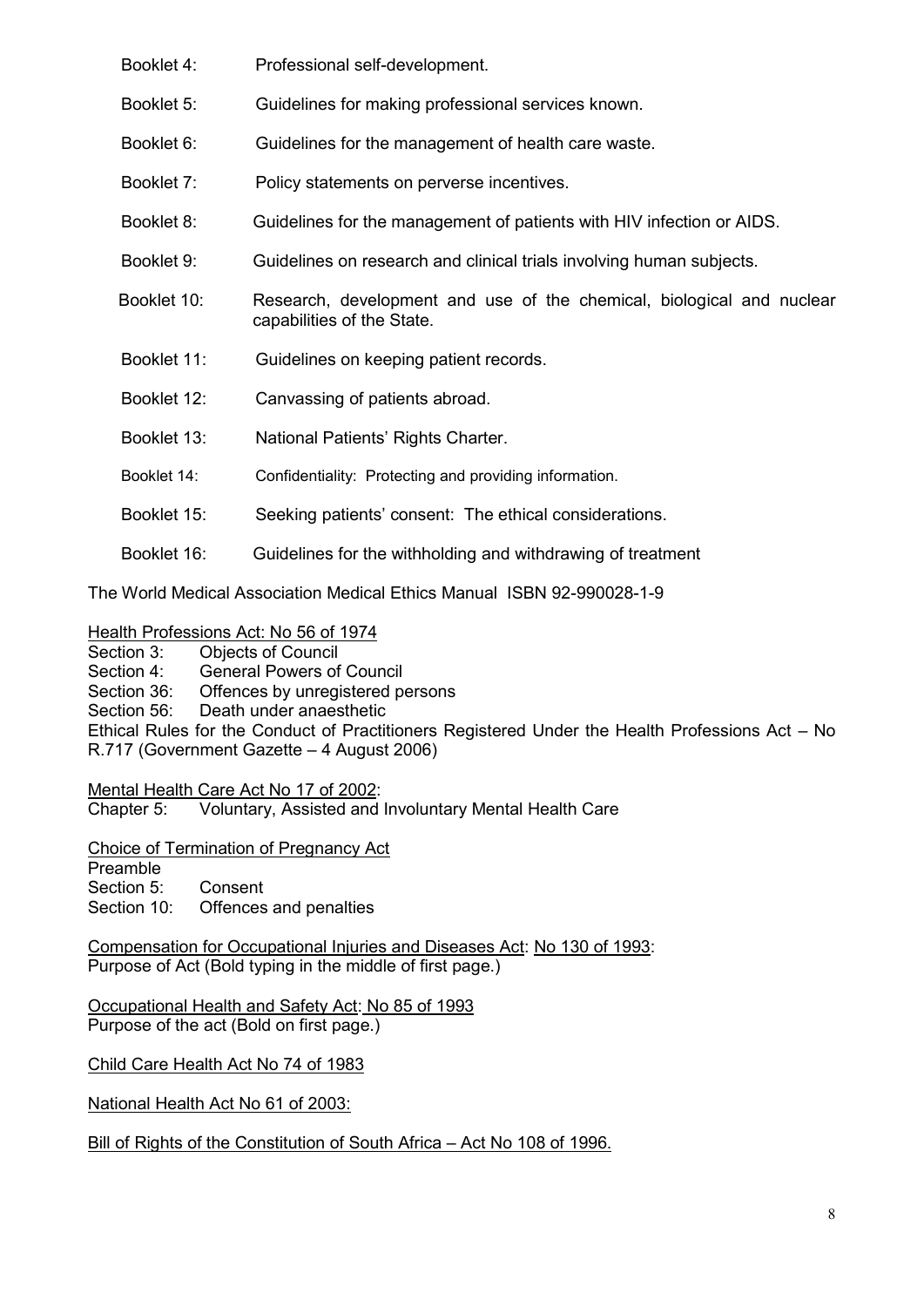Booklet 4: Professional self-development.

Booklet 5: Guidelines for making professional services known.

Booklet 6: Guidelines for the management of health care waste.

Booklet 7: Policy statements on perverse incentives.

Booklet 8: Guidelines for the management of patients with HIV infection or AIDS.

Booklet 9: Guidelines on research and clinical trials involving human subjects.

Booklet 10: Research, development and use of the chemical, biological and nuclear capabilities of the State.

Booklet 11: Guidelines on keeping patient records.

Booklet 12: Canvassing of patients abroad.

Booklet 13: National Patients' Rights Charter.

Booklet 14: Confidentiality: Protecting and providing information.

Booklet 15: Seeking patients' consent: The ethical considerations.

Booklet 16: Guidelines for the withholding and withdrawing of treatment

The World Medical Association Medical Ethics Manual ISBN 92-990028-1-9

Health Professions Act: No 56 of 1974

Section 3: Objects of Council
Section 4: General Powers of Council
Section 36: Offences by unregistered persons
Section 56: Death under anaesthetic

Ethical Rules for the Conduct of Practitioners Registered Under the Health Professions Act – No R.717 (Government Gazette – 4 August 2006)

Mental Health Care Act No 17 of 2002:

Chapter 5: Voluntary, Assisted and Involuntary Mental Health Care

Choice of Termination of Pregnancy Act

Preamble
Section 5: Consent
Section 10: Offences and penalties

Compensation for Occupational Injuries and Diseases Act: No 130 of 1993:
Purpose of Act (Bold typing in the middle of first page.)

Occupational Health and Safety Act: No 85 of 1993
Purpose of the act (Bold on first page.)

Child Care Health Act No 74 of 1983

National Health Act No 61 of 2003:

Bill of Rights of the Constitution of South Africa – Act No 108 of 1996.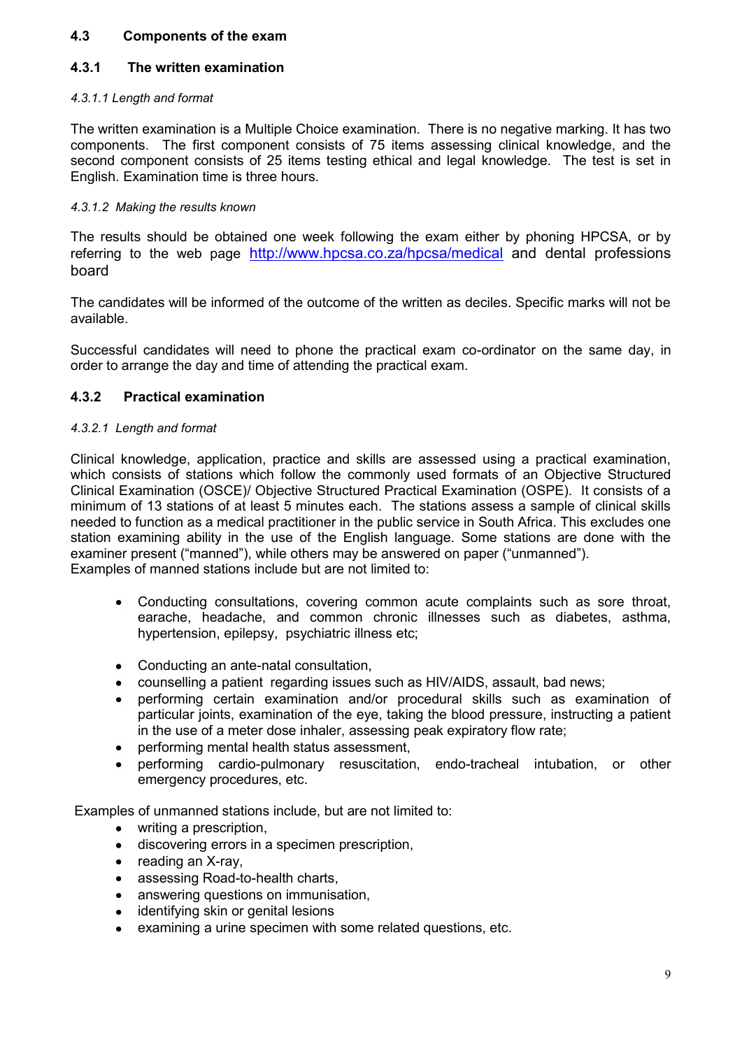### 4.3 Components of the exam

#### 4.3.1 The written examination

*4.3.1.1 Length and format*

The written examination is a Multiple Choice examination. There is no negative marking. It has two components. The first component consists of 75 items assessing clinical knowledge, and the second component consists of 25 items testing ethical and legal knowledge. The test is set in English. Examination time is three hours.

*4.3.1.2 Making the results known*

The results should be obtained one week following the exam either by phoning HPCSA, or by referring to the web page http://www.hpcsa.co.za/hpcsa/medical and dental professions board

The candidates will be informed of the outcome of the written as deciles. Specific marks will not be available.

Successful candidates will need to phone the practical exam co-ordinator on the same day, in order to arrange the day and time of attending the practical exam.

#### 4.3.2 Practical examination

*4.3.2.1 Length and format*

Clinical knowledge, application, practice and skills are assessed using a practical examination, which consists of stations which follow the commonly used formats of an Objective Structured Clinical Examination (OSCE)/ Objective Structured Practical Examination (OSPE). It consists of a minimum of 13 stations of at least 5 minutes each. The stations assess a sample of clinical skills needed to function as a medical practitioner in the public service in South Africa. This excludes one station examining ability in the use of the English language. Some stations are done with the examiner present ("manned"), while others may be answered on paper ("unmanned").
Examples of manned stations include but are not limited to:

- Conducting consultations, covering common acute complaints such as sore throat, earache, headache, and common chronic illnesses such as diabetes, asthma, hypertension, epilepsy, psychiatric illness etc;
- Conducting an ante-natal consultation,
- counselling a patient regarding issues such as HIV/AIDS, assault, bad news;
- performing certain examination and/or procedural skills such as examination of particular joints, examination of the eye, taking the blood pressure, instructing a patient in the use of a meter dose inhaler, assessing peak expiratory flow rate;
- performing mental health status assessment,
- performing cardio-pulmonary resuscitation, endo-tracheal intubation, or other emergency procedures, etc.

Examples of unmanned stations include, but are not limited to:

- writing a prescription,
- discovering errors in a specimen prescription,
- reading an X-ray,
- assessing Road-to-health charts,
- answering questions on immunisation,
- identifying skin or genital lesions
- examining a urine specimen with some related questions, etc.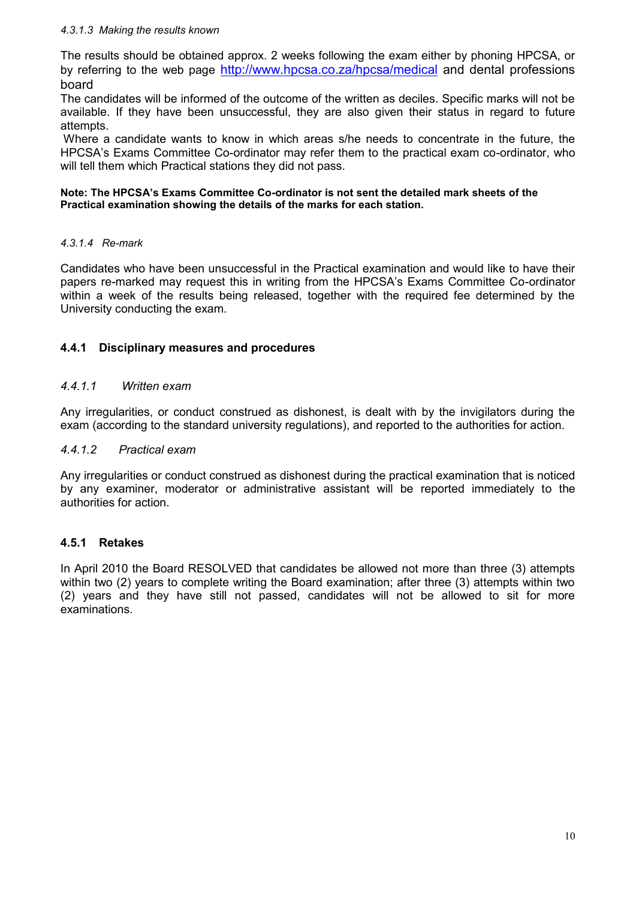*4.3.1.3 Making the results known*

The results should be obtained approx. 2 weeks following the exam either by phoning HPCSA, or by referring to the web page http://www.hpcsa.co.za/hpcsa/medical and dental professions board

The candidates will be informed of the outcome of the written as deciles. Specific marks will not be available. If they have been unsuccessful, they are also given their status in regard to future attempts.

Where a candidate wants to know in which areas s/he needs to concentrate in the future, the HPCSA's Exams Committee Co-ordinator may refer them to the practical exam co-ordinator, who will tell them which Practical stations they did not pass.

**Note: The HPCSA's Exams Committee Co-ordinator is not sent the detailed mark sheets of the Practical examination showing the details of the marks for each station.**

*4.3.1.4 Re-mark*

Candidates who have been unsuccessful in the Practical examination and would like to have their papers re-marked may request this in writing from the HPCSA's Exams Committee Co-ordinator within a week of the results being released, together with the required fee determined by the University conducting the exam.

### 4.4.1 Disciplinary measures and procedures

*4.4.1.1 Written exam*

Any irregularities, or conduct construed as dishonest, is dealt with by the invigilators during the exam (according to the standard university regulations), and reported to the authorities for action.

*4.4.1.2 Practical exam*

Any irregularities or conduct construed as dishonest during the practical examination that is noticed by any examiner, moderator or administrative assistant will be reported immediately to the authorities for action.

### 4.5.1 Retakes

In April 2010 the Board RESOLVED that candidates be allowed not more than three (3) attempts within two (2) years to complete writing the Board examination; after three (3) attempts within two (2) years and they have still not passed, candidates will not be allowed to sit for more examinations.